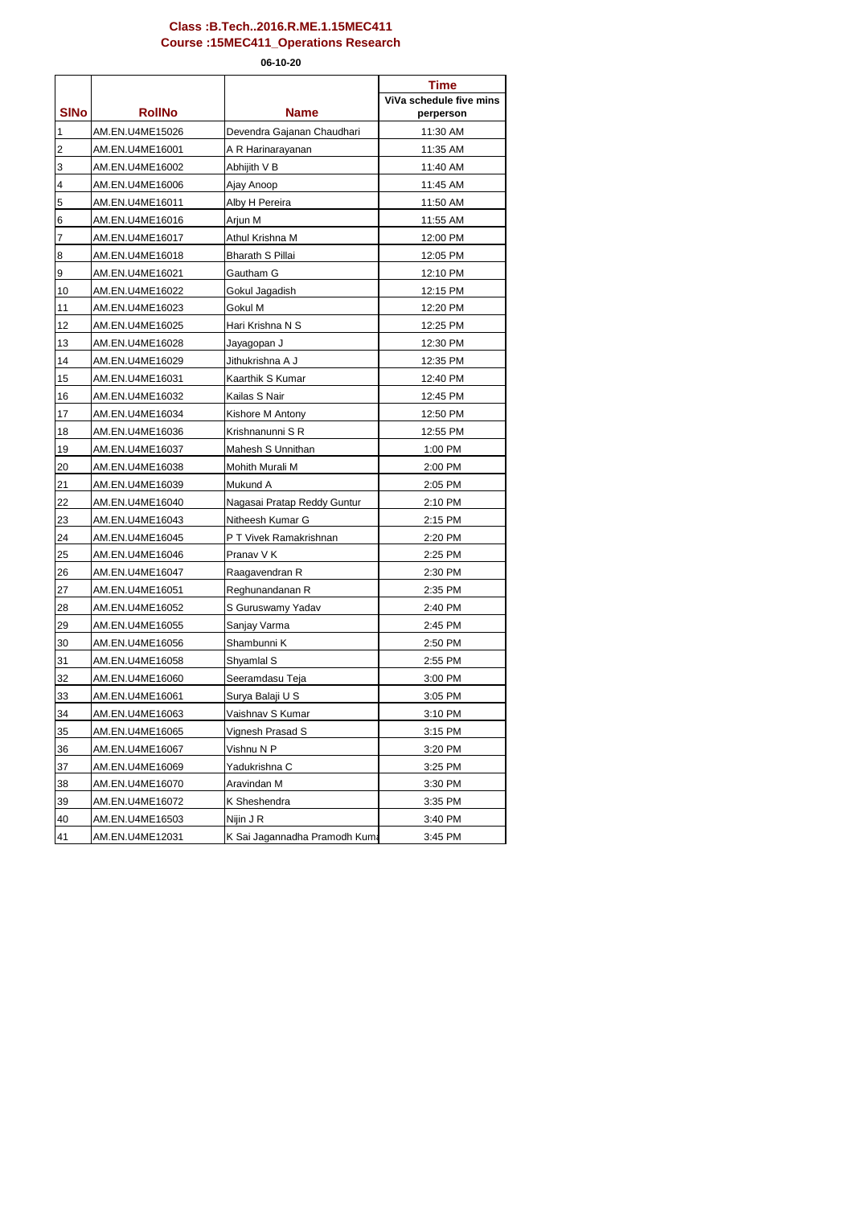**Class :B.Tech..2016.R.ME.1.15MEC411**

**Course :15MEC411_Operations Research**

**06-10-20**

| SlNo | RollNo | Name | Time ViVa schedule five mins perperson |
|---|---|---|---|
| 1 | AM.EN.U4ME15026 | Devendra Gajanan Chaudhari | 11:30 AM |
| 2 | AM.EN.U4ME16001 | A R Harinarayanan | 11:35 AM |
| 3 | AM.EN.U4ME16002 | Abhijith V B | 11:40 AM |
| 4 | AM.EN.U4ME16006 | Ajay Anoop | 11:45 AM |
| 5 | AM.EN.U4ME16011 | Alby H Pereira | 11:50 AM |
| 6 | AM.EN.U4ME16016 | Arjun M | 11:55 AM |
| 7 | AM.EN.U4ME16017 | Athul Krishna M | 12:00 PM |
| 8 | AM.EN.U4ME16018 | Bharath S Pillai | 12:05 PM |
| 9 | AM.EN.U4ME16021 | Gautham G | 12:10 PM |
| 10 | AM.EN.U4ME16022 | Gokul Jagadish | 12:15 PM |
| 11 | AM.EN.U4ME16023 | Gokul M | 12:20 PM |
| 12 | AM.EN.U4ME16025 | Hari Krishna N S | 12:25 PM |
| 13 | AM.EN.U4ME16028 | Jayagopan J | 12:30 PM |
| 14 | AM.EN.U4ME16029 | Jithukrishna A J | 12:35 PM |
| 15 | AM.EN.U4ME16031 | Kaarthik S Kumar | 12:40 PM |
| 16 | AM.EN.U4ME16032 | Kailas S Nair | 12:45 PM |
| 17 | AM.EN.U4ME16034 | Kishore M Antony | 12:50 PM |
| 18 | AM.EN.U4ME16036 | Krishnanunni S R | 12:55 PM |
| 19 | AM.EN.U4ME16037 | Mahesh S Unnithan | 1:00 PM |
| 20 | AM.EN.U4ME16038 | Mohith Murali M | 2:00 PM |
| 21 | AM.EN.U4ME16039 | Mukund A | 2:05 PM |
| 22 | AM.EN.U4ME16040 | Nagasai Pratap Reddy Guntur | 2:10 PM |
| 23 | AM.EN.U4ME16043 | Nitheesh Kumar G | 2:15 PM |
| 24 | AM.EN.U4ME16045 | P T Vivek Ramakrishnan | 2:20 PM |
| 25 | AM.EN.U4ME16046 | Pranav V K | 2:25 PM |
| 26 | AM.EN.U4ME16047 | Raagavendran R | 2:30 PM |
| 27 | AM.EN.U4ME16051 | Reghunandanan R | 2:35 PM |
| 28 | AM.EN.U4ME16052 | S Guruswamy Yadav | 2:40 PM |
| 29 | AM.EN.U4ME16055 | Sanjay Varma | 2:45 PM |
| 30 | AM.EN.U4ME16056 | Shambunni K | 2:50 PM |
| 31 | AM.EN.U4ME16058 | Shyamlal S | 2:55 PM |
| 32 | AM.EN.U4ME16060 | Seeramdasu Teja | 3:00 PM |
| 33 | AM.EN.U4ME16061 | Surya Balaji U S | 3:05 PM |
| 34 | AM.EN.U4ME16063 | Vaishnav S Kumar | 3:10 PM |
| 35 | AM.EN.U4ME16065 | Vignesh Prasad S | 3:15 PM |
| 36 | AM.EN.U4ME16067 | Vishnu N P | 3:20 PM |
| 37 | AM.EN.U4ME16069 | Yadukrishna C | 3:25 PM |
| 38 | AM.EN.U4ME16070 | Aravindan M | 3:30 PM |
| 39 | AM.EN.U4ME16072 | K Sheshendra | 3:35 PM |
| 40 | AM.EN.U4ME16503 | Nijin J R | 3:40 PM |
| 41 | AM.EN.U4ME12031 | K Sai Jagannadha Pramodh Kuma | 3:45 PM |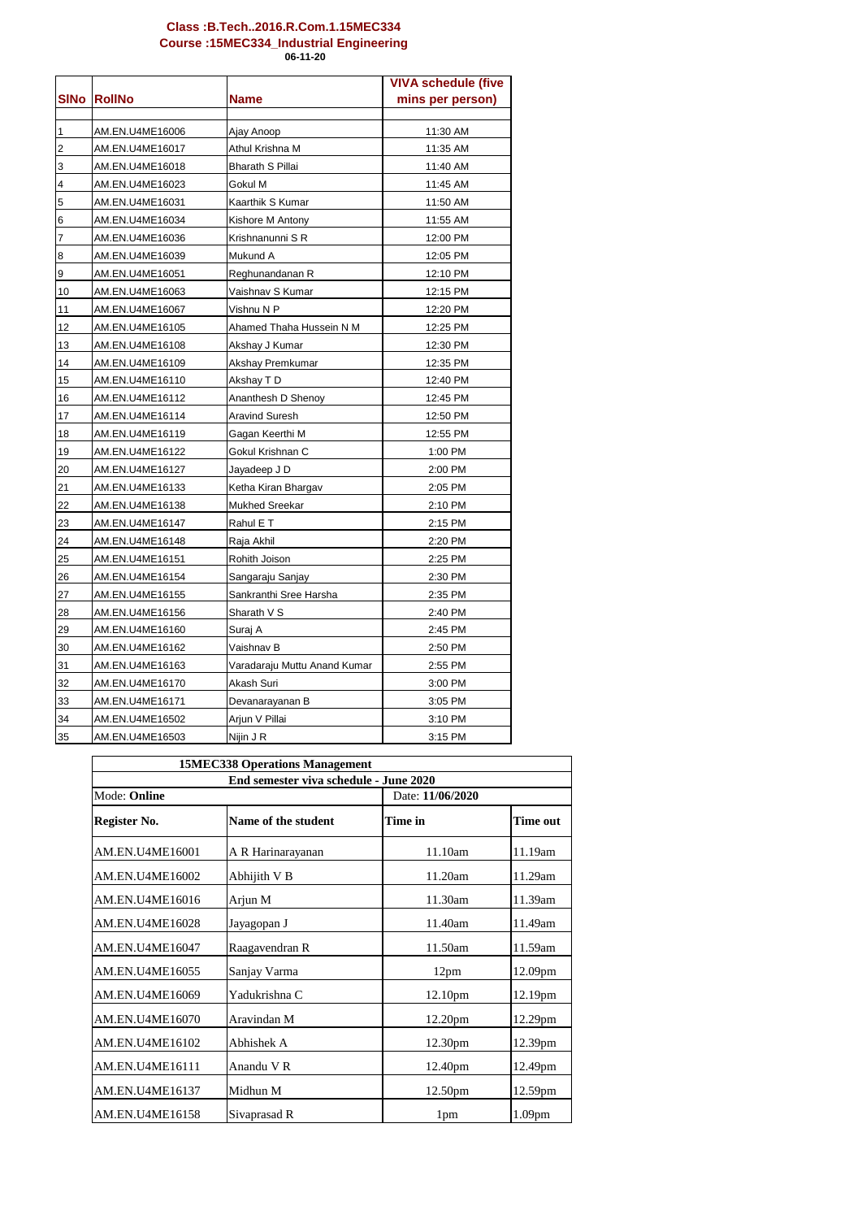**Class :B.Tech..2016.R.Com.1.15MEC334**

**Course :15MEC334_Industrial Engineering**

**06-11-20**

| SlNo | RollNo | Name | VIVA schedule (five mins per person) |
|---|---|---|---|
| 1 | AM.EN.U4ME16006 | Ajay Anoop | 11:30 AM |
| 2 | AM.EN.U4ME16017 | Athul Krishna M | 11:35 AM |
| 3 | AM.EN.U4ME16018 | Bharath S Pillai | 11:40 AM |
| 4 | AM.EN.U4ME16023 | Gokul M | 11:45 AM |
| 5 | AM.EN.U4ME16031 | Kaarthik S Kumar | 11:50 AM |
| 6 | AM.EN.U4ME16034 | Kishore M Antony | 11:55 AM |
| 7 | AM.EN.U4ME16036 | Krishnanunni S R | 12:00 PM |
| 8 | AM.EN.U4ME16039 | Mukund A | 12:05 PM |
| 9 | AM.EN.U4ME16051 | Reghunandanan R | 12:10 PM |
| 10 | AM.EN.U4ME16063 | Vaishnav S Kumar | 12:15 PM |
| 11 | AM.EN.U4ME16067 | Vishnu N P | 12:20 PM |
| 12 | AM.EN.U4ME16105 | Ahamed Thaha Hussein N M | 12:25 PM |
| 13 | AM.EN.U4ME16108 | Akshay J Kumar | 12:30 PM |
| 14 | AM.EN.U4ME16109 | Akshay Premkumar | 12:35 PM |
| 15 | AM.EN.U4ME16110 | Akshay T D | 12:40 PM |
| 16 | AM.EN.U4ME16112 | Ananthesh D Shenoy | 12:45 PM |
| 17 | AM.EN.U4ME16114 | Aravind Suresh | 12:50 PM |
| 18 | AM.EN.U4ME16119 | Gagan Keerthi M | 12:55 PM |
| 19 | AM.EN.U4ME16122 | Gokul Krishnan C | 1:00 PM |
| 20 | AM.EN.U4ME16127 | Jayadeep J D | 2:00 PM |
| 21 | AM.EN.U4ME16133 | Ketha Kiran Bhargav | 2:05 PM |
| 22 | AM.EN.U4ME16138 | Mukhed Sreekar | 2:10 PM |
| 23 | AM.EN.U4ME16147 | Rahul E T | 2:15 PM |
| 24 | AM.EN.U4ME16148 | Raja Akhil | 2:20 PM |
| 25 | AM.EN.U4ME16151 | Rohith Joison | 2:25 PM |
| 26 | AM.EN.U4ME16154 | Sangaraju Sanjay | 2:30 PM |
| 27 | AM.EN.U4ME16155 | Sankranthi Sree Harsha | 2:35 PM |
| 28 | AM.EN.U4ME16156 | Sharath V S | 2:40 PM |
| 29 | AM.EN.U4ME16160 | Suraj A | 2:45 PM |
| 30 | AM.EN.U4ME16162 | Vaishnav B | 2:50 PM |
| 31 | AM.EN.U4ME16163 | Varadaraju Muttu Anand Kumar | 2:55 PM |
| 32 | AM.EN.U4ME16170 | Akash Suri | 3:00 PM |
| 33 | AM.EN.U4ME16171 | Devanarayanan B | 3:05 PM |
| 34 | AM.EN.U4ME16502 | Arjun V Pillai | 3:10 PM |
| 35 | AM.EN.U4ME16503 | Nijin J R | 3:15 PM |

| **15MEC338 Operations Management** | | | |
|---|---|---|---|
| **End semester viva schedule - June 2020** | | | |
| Mode: **Online** | | Date: **11/06/2020** | |
| **Register No.** | **Name of the student** | **Time in** | **Time out** |
| AM.EN.U4ME16001 | A R Harinarayanan | 11.10am | 11.19am |
| AM.EN.U4ME16002 | Abhijith V B | 11.20am | 11.29am |
| AM.EN.U4ME16016 | Arjun M | 11.30am | 11.39am |
| AM.EN.U4ME16028 | Jayagopan J | 11.40am | 11.49am |
| AM.EN.U4ME16047 | Raagavendran R | 11.50am | 11.59am |
| AM.EN.U4ME16055 | Sanjay Varma | 12pm | 12.09pm |
| AM.EN.U4ME16069 | Yadukrishna C | 12.10pm | 12.19pm |
| AM.EN.U4ME16070 | Aravindan M | 12.20pm | 12.29pm |
| AM.EN.U4ME16102 | Abhishek A | 12.30pm | 12.39pm |
| AM.EN.U4ME16111 | Anandu V R | 12.40pm | 12.49pm |
| AM.EN.U4ME16137 | Midhun M | 12.50pm | 12.59pm |
| AM.EN.U4ME16158 | Sivaprasad R | 1pm | 1.09pm |